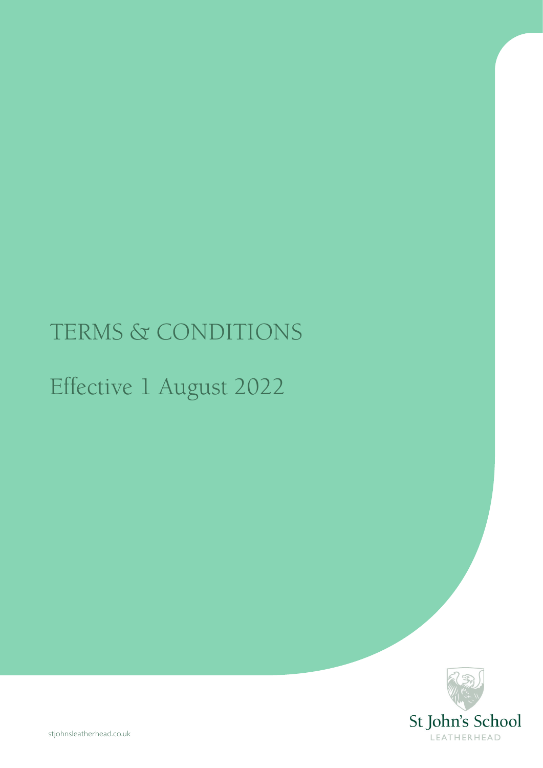# TERMS & CONDITIONS

## Effective 1 August 2022

St John's School
LEATHERHEAD

stjohnsleatherhead.co.uk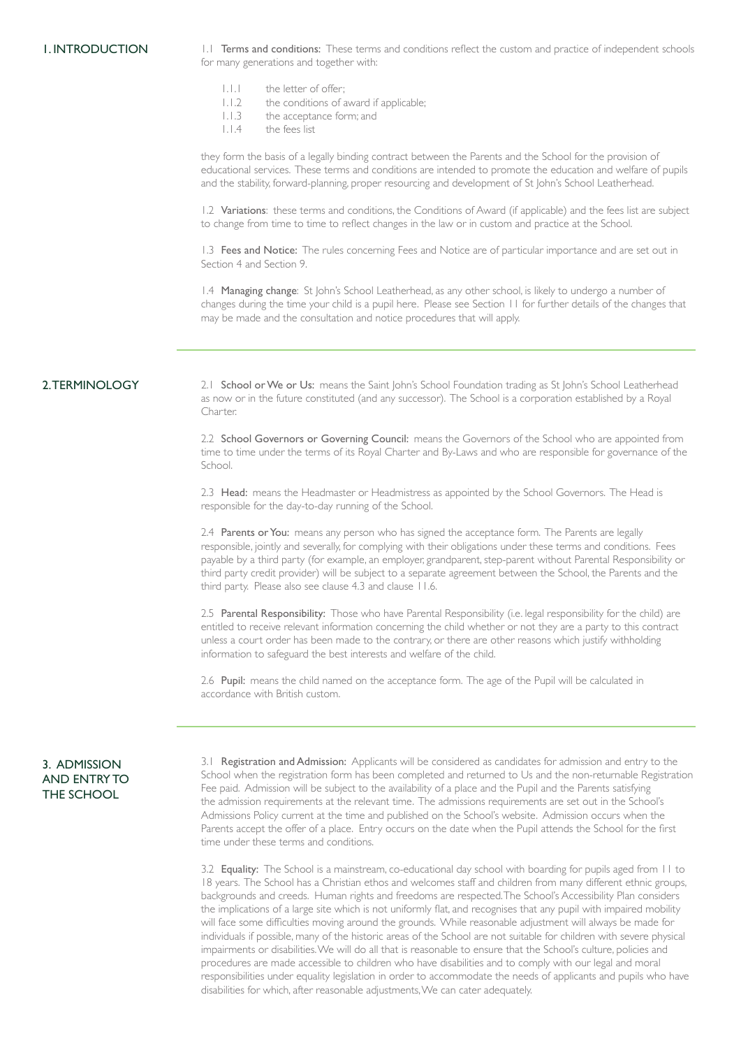## 1. INTRODUCTION

1.1 **Terms and conditions:** These terms and conditions reflect the custom and practice of independent schools for many generations and together with:

- 1.1.1 the letter of offer;
- 1.1.2 the conditions of award if applicable;
- 1.1.3 the acceptance form; and
- 1.1.4 the fees list

they form the basis of a legally binding contract between the Parents and the School for the provision of educational services. These terms and conditions are intended to promote the education and welfare of pupils and the stability, forward-planning, proper resourcing and development of St John's School Leatherhead.

1.2 **Variations**: these terms and conditions, the Conditions of Award (if applicable) and the fees list are subject to change from time to time to reflect changes in the law or in custom and practice at the School.

1.3 **Fees and Notice:** The rules concerning Fees and Notice are of particular importance and are set out in Section 4 and Section 9.

1.4 **Managing change**: St John's School Leatherhead, as any other school, is likely to undergo a number of changes during the time your child is a pupil here. Please see Section 11 for further details of the changes that may be made and the consultation and notice procedures that will apply.

## 2. TERMINOLOGY

2.1 **School or We or Us:** means the Saint John's School Foundation trading as St John's School Leatherhead as now or in the future constituted (and any successor). The School is a corporation established by a Royal Charter.

2.2 **School Governors or Governing Council:** means the Governors of the School who are appointed from time to time under the terms of its Royal Charter and By-Laws and who are responsible for governance of the School.

2.3 **Head:** means the Headmaster or Headmistress as appointed by the School Governors. The Head is responsible for the day-to-day running of the School.

2.4 **Parents or You:** means any person who has signed the acceptance form. The Parents are legally responsible, jointly and severally, for complying with their obligations under these terms and conditions. Fees payable by a third party (for example, an employer, grandparent, step-parent without Parental Responsibility or third party credit provider) will be subject to a separate agreement between the School, the Parents and the third party. Please also see clause 4.3 and clause 11.6.

2.5 **Parental Responsibility:** Those who have Parental Responsibility (i.e. legal responsibility for the child) are entitled to receive relevant information concerning the child whether or not they are a party to this contract unless a court order has been made to the contrary, or there are other reasons which justify withholding information to safeguard the best interests and welfare of the child.

2.6 **Pupil:** means the child named on the acceptance form. The age of the Pupil will be calculated in accordance with British custom.

## 3. ADMISSION AND ENTRY TO THE SCHOOL

3.1 **Registration and Admission:** Applicants will be considered as candidates for admission and entry to the School when the registration form has been completed and returned to Us and the non-returnable Registration Fee paid. Admission will be subject to the availability of a place and the Pupil and the Parents satisfying the admission requirements at the relevant time. The admissions requirements are set out in the School's Admissions Policy current at the time and published on the School's website. Admission occurs when the Parents accept the offer of a place. Entry occurs on the date when the Pupil attends the School for the first time under these terms and conditions.

3.2 **Equality:** The School is a mainstream, co-educational day school with boarding for pupils aged from 11 to 18 years. The School has a Christian ethos and welcomes staff and children from many different ethnic groups, backgrounds and creeds. Human rights and freedoms are respected. The School's Accessibility Plan considers the implications of a large site which is not uniformly flat, and recognises that any pupil with impaired mobility will face some difficulties moving around the grounds. While reasonable adjustment will always be made for individuals if possible, many of the historic areas of the School are not suitable for children with severe physical impairments or disabilities. We will do all that is reasonable to ensure that the School's culture, policies and procedures are made accessible to children who have disabilities and to comply with our legal and moral responsibilities under equality legislation in order to accommodate the needs of applicants and pupils who have disabilities for which, after reasonable adjustments, We can cater adequately.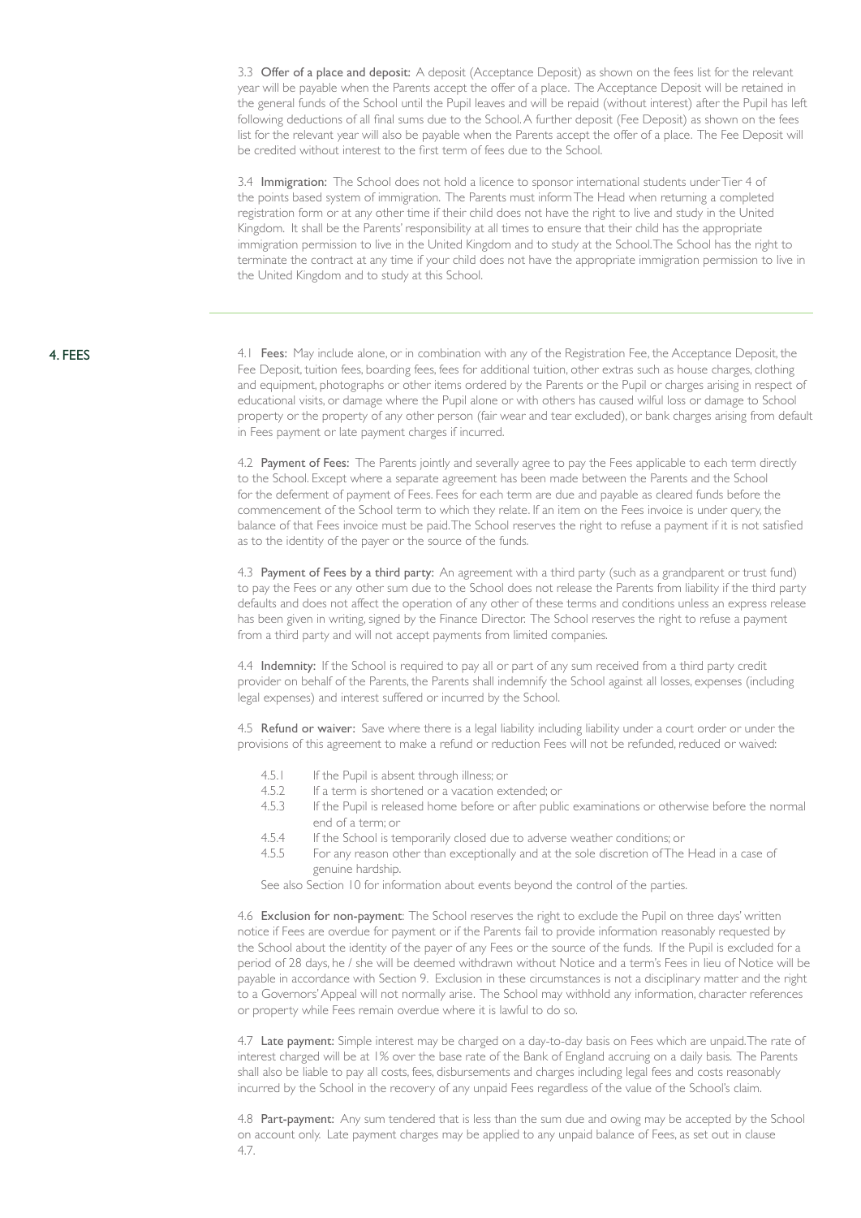3.3 **Offer of a place and deposit:** A deposit (Acceptance Deposit) as shown on the fees list for the relevant year will be payable when the Parents accept the offer of a place. The Acceptance Deposit will be retained in the general funds of the School until the Pupil leaves and will be repaid (without interest) after the Pupil has left following deductions of all final sums due to the School. A further deposit (Fee Deposit) as shown on the fees list for the relevant year will also be payable when the Parents accept the offer of a place. The Fee Deposit will be credited without interest to the first term of fees due to the School.

3.4 **Immigration:** The School does not hold a licence to sponsor international students under Tier 4 of the points based system of immigration. The Parents must inform The Head when returning a completed registration form or at any other time if their child does not have the right to live and study in the United Kingdom. It shall be the Parents' responsibility at all times to ensure that their child has the appropriate immigration permission to live in the United Kingdom and to study at the School. The School has the right to terminate the contract at any time if your child does not have the appropriate immigration permission to live in the United Kingdom and to study at this School.

## 4. FEES

4.1 **Fees:** May include alone, or in combination with any of the Registration Fee, the Acceptance Deposit, the Fee Deposit, tuition fees, boarding fees, fees for additional tuition, other extras such as house charges, clothing and equipment, photographs or other items ordered by the Parents or the Pupil or charges arising in respect of educational visits, or damage where the Pupil alone or with others has caused wilful loss or damage to School property or the property of any other person (fair wear and tear excluded), or bank charges arising from default in Fees payment or late payment charges if incurred.

4.2 **Payment of Fees:** The Parents jointly and severally agree to pay the Fees applicable to each term directly to the School. Except where a separate agreement has been made between the Parents and the School for the deferment of payment of Fees. Fees for each term are due and payable as cleared funds before the commencement of the School term to which they relate. If an item on the Fees invoice is under query, the balance of that Fees invoice must be paid. The School reserves the right to refuse a payment if it is not satisfied as to the identity of the payer or the source of the funds.

4.3 **Payment of Fees by a third party:** An agreement with a third party (such as a grandparent or trust fund) to pay the Fees or any other sum due to the School does not release the Parents from liability if the third party defaults and does not affect the operation of any other of these terms and conditions unless an express release has been given in writing, signed by the Finance Director. The School reserves the right to refuse a payment from a third party and will not accept payments from limited companies.

4.4 **Indemnity:** If the School is required to pay all or part of any sum received from a third party credit provider on behalf of the Parents, the Parents shall indemnify the School against all losses, expenses (including legal expenses) and interest suffered or incurred by the School.

4.5 **Refund or waiver:** Save where there is a legal liability including liability under a court order or under the provisions of this agreement to make a refund or reduction Fees will not be refunded, reduced or waived:

- 4.5.1 If the Pupil is absent through illness; or
- 4.5.2 If a term is shortened or a vacation extended; or
- 4.5.3 If the Pupil is released home before or after public examinations or otherwise before the normal end of a term; or
- 4.5.4 If the School is temporarily closed due to adverse weather conditions; or
- 4.5.5 For any reason other than exceptionally and at the sole discretion of The Head in a case of genuine hardship.

See also Section 10 for information about events beyond the control of the parties.

4.6 **Exclusion for non-payment**: The School reserves the right to exclude the Pupil on three days' written notice if Fees are overdue for payment or if the Parents fail to provide information reasonably requested by the School about the identity of the payer of any Fees or the source of the funds. If the Pupil is excluded for a period of 28 days, he / she will be deemed withdrawn without Notice and a term's Fees in lieu of Notice will be payable in accordance with Section 9. Exclusion in these circumstances is not a disciplinary matter and the right to a Governors' Appeal will not normally arise. The School may withhold any information, character references or property while Fees remain overdue where it is lawful to do so.

4.7 **Late payment:** Simple interest may be charged on a day-to-day basis on Fees which are unpaid. The rate of interest charged will be at 1% over the base rate of the Bank of England accruing on a daily basis. The Parents shall also be liable to pay all costs, fees, disbursements and charges including legal fees and costs reasonably incurred by the School in the recovery of any unpaid Fees regardless of the value of the School's claim.

4.8 **Part-payment:** Any sum tendered that is less than the sum due and owing may be accepted by the School on account only. Late payment charges may be applied to any unpaid balance of Fees, as set out in clause 4.7.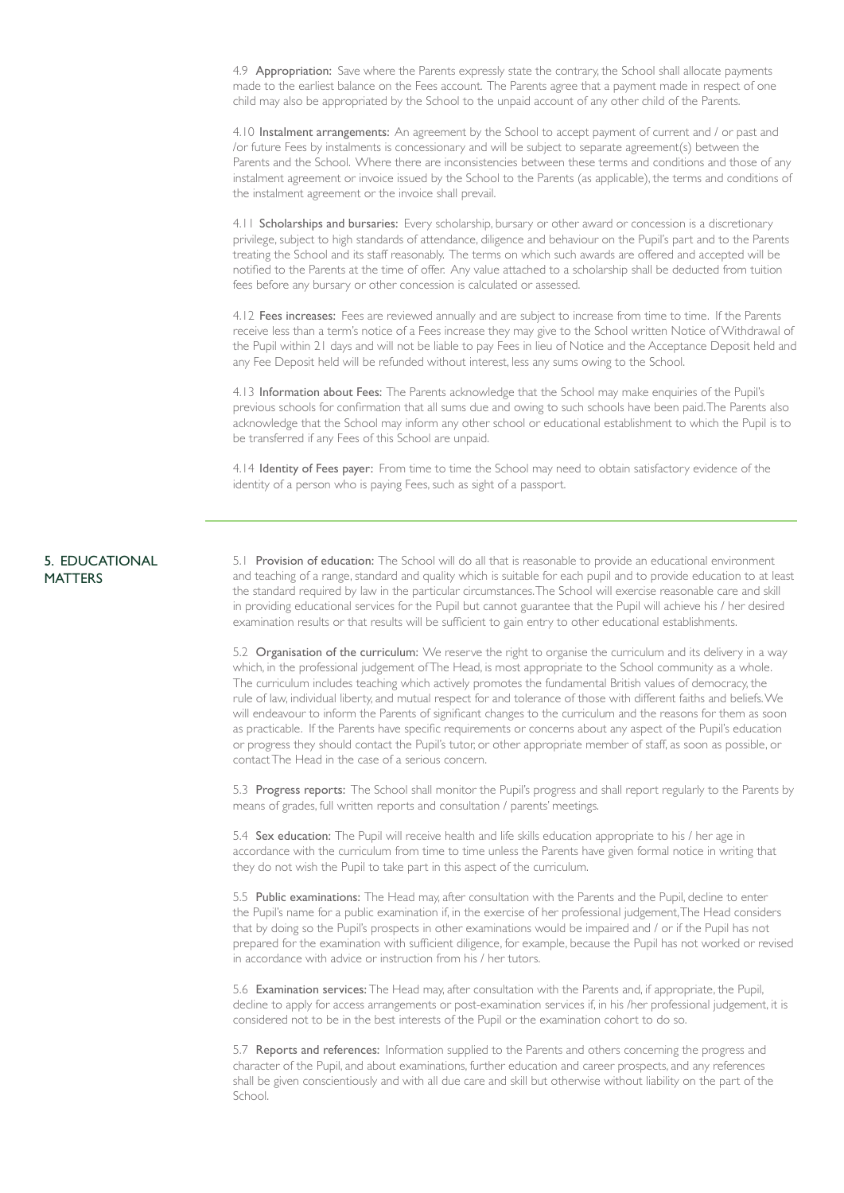4.9 **Appropriation:** Save where the Parents expressly state the contrary, the School shall allocate payments made to the earliest balance on the Fees account. The Parents agree that a payment made in respect of one child may also be appropriated by the School to the unpaid account of any other child of the Parents.

4.10 **Instalment arrangements:** An agreement by the School to accept payment of current and / or past and /or future Fees by instalments is concessionary and will be subject to separate agreement(s) between the Parents and the School. Where there are inconsistencies between these terms and conditions and those of any instalment agreement or invoice issued by the School to the Parents (as applicable), the terms and conditions of the instalment agreement or the invoice shall prevail.

4.11 **Scholarships and bursaries:** Every scholarship, bursary or other award or concession is a discretionary privilege, subject to high standards of attendance, diligence and behaviour on the Pupil's part and to the Parents treating the School and its staff reasonably. The terms on which such awards are offered and accepted will be notified to the Parents at the time of offer. Any value attached to a scholarship shall be deducted from tuition fees before any bursary or other concession is calculated or assessed.

4.12 **Fees increases:** Fees are reviewed annually and are subject to increase from time to time. If the Parents receive less than a term's notice of a Fees increase they may give to the School written Notice of Withdrawal of the Pupil within 21 days and will not be liable to pay Fees in lieu of Notice and the Acceptance Deposit held and any Fee Deposit held will be refunded without interest, less any sums owing to the School.

4.13 **Information about Fees:** The Parents acknowledge that the School may make enquiries of the Pupil's previous schools for confirmation that all sums due and owing to such schools have been paid. The Parents also acknowledge that the School may inform any other school or educational establishment to which the Pupil is to be transferred if any Fees of this School are unpaid.

4.14 **Identity of Fees payer:** From time to time the School may need to obtain satisfactory evidence of the identity of a person who is paying Fees, such as sight of a passport.

## 5. EDUCATIONAL MATTERS

5.1 **Provision of education:** The School will do all that is reasonable to provide an educational environment and teaching of a range, standard and quality which is suitable for each pupil and to provide education to at least the standard required by law in the particular circumstances. The School will exercise reasonable care and skill in providing educational services for the Pupil but cannot guarantee that the Pupil will achieve his / her desired examination results or that results will be sufficient to gain entry to other educational establishments.

5.2 **Organisation of the curriculum:** We reserve the right to organise the curriculum and its delivery in a way which, in the professional judgement of The Head, is most appropriate to the School community as a whole. The curriculum includes teaching which actively promotes the fundamental British values of democracy, the rule of law, individual liberty, and mutual respect for and tolerance of those with different faiths and beliefs. We will endeavour to inform the Parents of significant changes to the curriculum and the reasons for them as soon as practicable. If the Parents have specific requirements or concerns about any aspect of the Pupil's education or progress they should contact the Pupil's tutor, or other appropriate member of staff, as soon as possible, or contact The Head in the case of a serious concern.

5.3 **Progress reports:** The School shall monitor the Pupil's progress and shall report regularly to the Parents by means of grades, full written reports and consultation / parents' meetings.

5.4 **Sex education:** The Pupil will receive health and life skills education appropriate to his / her age in accordance with the curriculum from time to time unless the Parents have given formal notice in writing that they do not wish the Pupil to take part in this aspect of the curriculum.

5.5 **Public examinations:** The Head may, after consultation with the Parents and the Pupil, decline to enter the Pupil's name for a public examination if, in the exercise of her professional judgement, The Head considers that by doing so the Pupil's prospects in other examinations would be impaired and / or if the Pupil has not prepared for the examination with sufficient diligence, for example, because the Pupil has not worked or revised in accordance with advice or instruction from his / her tutors.

5.6 **Examination services:** The Head may, after consultation with the Parents and, if appropriate, the Pupil, decline to apply for access arrangements or post-examination services if, in his /her professional judgement, it is considered not to be in the best interests of the Pupil or the examination cohort to do so.

5.7 **Reports and references:** Information supplied to the Parents and others concerning the progress and character of the Pupil, and about examinations, further education and career prospects, and any references shall be given conscientiously and with all due care and skill but otherwise without liability on the part of the School.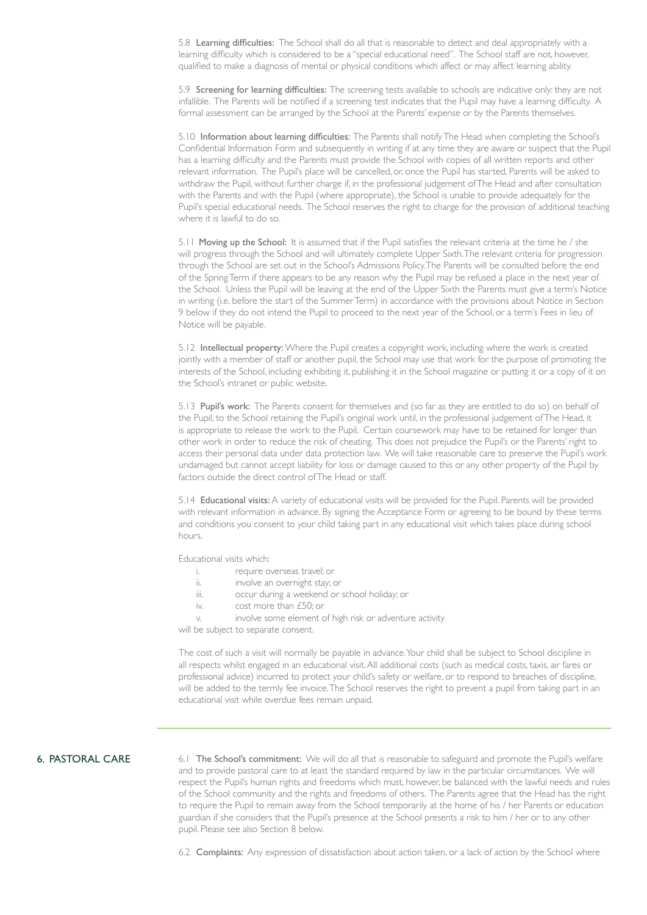5.8 **Learning difficulties:** The School shall do all that is reasonable to detect and deal appropriately with a learning difficulty which is considered to be a "special educational need". The School staff are not, however, qualified to make a diagnosis of mental or physical conditions which affect or may affect learning ability.

5.9 **Screening for learning difficulties:** The screening tests available to schools are indicative only: they are not infallible. The Parents will be notified if a screening test indicates that the Pupil may have a learning difficulty. A formal assessment can be arranged by the School at the Parents' expense or by the Parents themselves.

5.10 **Information about learning difficulties:** The Parents shall notify The Head when completing the School's Confidential Information Form and subsequently in writing if at any time they are aware or suspect that the Pupil has a learning difficulty and the Parents must provide the School with copies of all written reports and other relevant information. The Pupil's place will be cancelled, or, once the Pupil has started, Parents will be asked to withdraw the Pupil, without further charge if, in the professional judgement of The Head and after consultation with the Parents and with the Pupil (where appropriate), the School is unable to provide adequately for the Pupil's special educational needs. The School reserves the right to charge for the provision of additional teaching where it is lawful to do so.

5.11 **Moving up the School:** It is assumed that if the Pupil satisfies the relevant criteria at the time he / she will progress through the School and will ultimately complete Upper Sixth. The relevant criteria for progression through the School are set out in the School's Admissions Policy. The Parents will be consulted before the end of the Spring Term if there appears to be any reason why the Pupil may be refused a place in the next year of the School. Unless the Pupil will be leaving at the end of the Upper Sixth the Parents must give a term's Notice in writing (i.e. before the start of the Summer Term) in accordance with the provisions about Notice in Section 9 below if they do not intend the Pupil to proceed to the next year of the School, or a term's Fees in lieu of Notice will be payable.

5.12 **Intellectual property:** Where the Pupil creates a copyright work, including where the work is created jointly with a member of staff or another pupil, the School may use that work for the purpose of promoting the interests of the School, including exhibiting it, publishing it in the School magazine or putting it or a copy of it on the School's intranet or public website.

5.13 **Pupil's work:** The Parents consent for themselves and (so far as they are entitled to do so) on behalf of the Pupil, to the School retaining the Pupil's original work until, in the professional judgement of The Head, it is appropriate to release the work to the Pupil. Certain coursework may have to be retained for longer than other work in order to reduce the risk of cheating. This does not prejudice the Pupil's or the Parents' right to access their personal data under data protection law. We will take reasonable care to preserve the Pupil's work undamaged but cannot accept liability for loss or damage caused to this or any other property of the Pupil by factors outside the direct control of The Head or staff.

5.14 **Educational visits:** A variety of educational visits will be provided for the Pupil. Parents will be provided with relevant information in advance. By signing the Acceptance Form or agreeing to be bound by these terms and conditions you consent to your child taking part in any educational visit which takes place during school hours.

Educational visits which:

i. require overseas travel; or
ii. involve an overnight stay; or
iii. occur during a weekend or school holiday; or
iv. cost more than £50; or
v. involve some element of high risk or adventure activity

will be subject to separate consent.

The cost of such a visit will normally be payable in advance. Your child shall be subject to School discipline in all respects whilst engaged in an educational visit. All additional costs (such as medical costs, taxis, air fares or professional advice) incurred to protect your child's safety or welfare, or to respond to breaches of discipline, will be added to the termly fee invoice. The School reserves the right to prevent a pupil from taking part in an educational visit while overdue fees remain unpaid.

## 6. PASTORAL CARE

6.1 **The School's commitment:** We will do all that is reasonable to safeguard and promote the Pupil's welfare and to provide pastoral care to at least the standard required by law in the particular circumstances. We will respect the Pupil's human rights and freedoms which must, however, be balanced with the lawful needs and rules of the School community and the rights and freedoms of others. The Parents agree that the Head has the right to require the Pupil to remain away from the School temporarily at the home of his / her Parents or education guardian if she considers that the Pupil's presence at the School presents a risk to him / her or to any other pupil. Please see also Section 8 below.

6.2 **Complaints:** Any expression of dissatisfaction about action taken, or a lack of action by the School where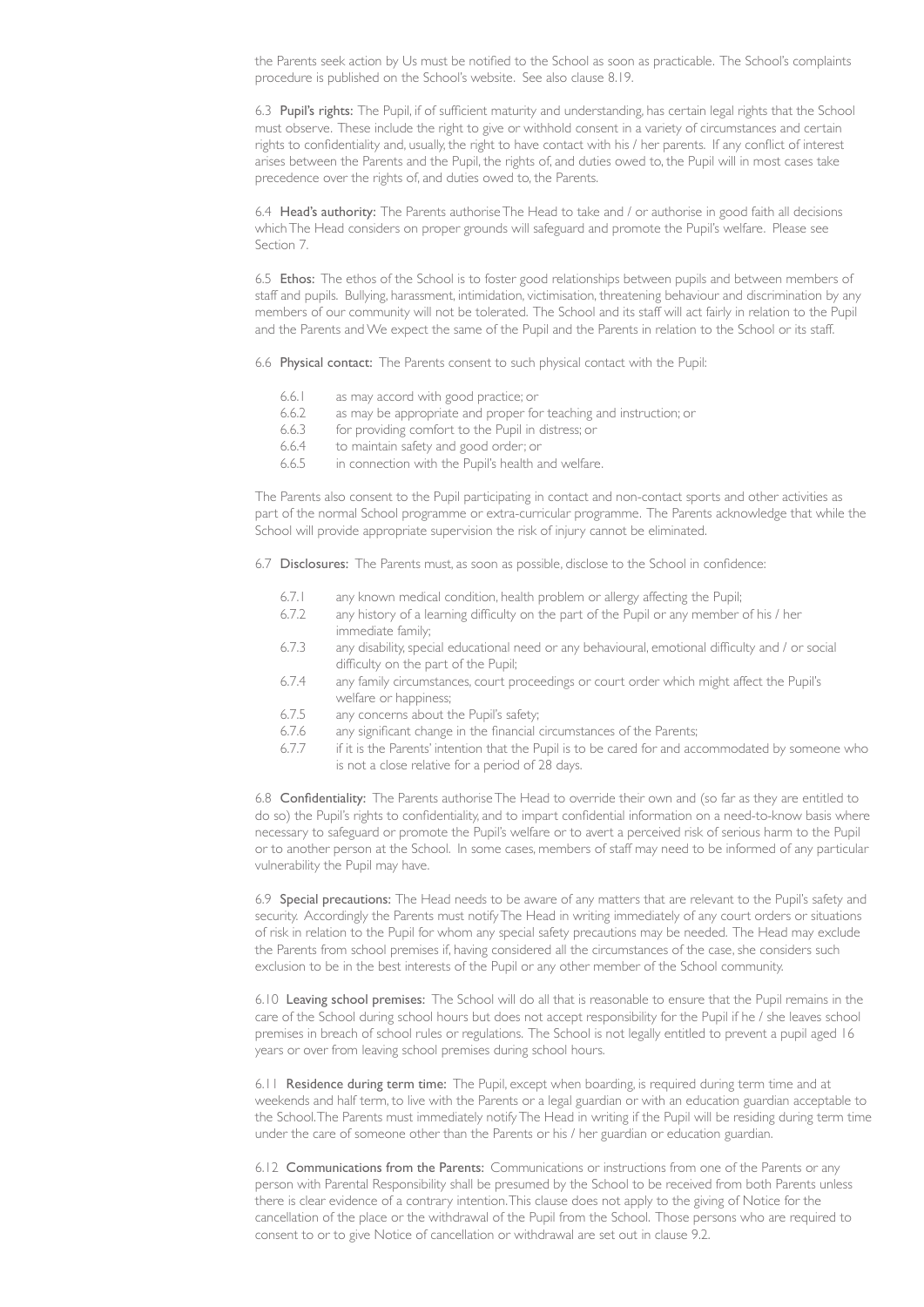the Parents seek action by Us must be notified to the School as soon as practicable. The School's complaints procedure is published on the School's website. See also clause 8.19.

6.3 **Pupil's rights:** The Pupil, if of sufficient maturity and understanding, has certain legal rights that the School must observe. These include the right to give or withhold consent in a variety of circumstances and certain rights to confidentiality and, usually, the right to have contact with his / her parents. If any conflict of interest arises between the Parents and the Pupil, the rights of, and duties owed to, the Pupil will in most cases take precedence over the rights of, and duties owed to, the Parents.

6.4 **Head's authority:** The Parents authorise The Head to take and / or authorise in good faith all decisions which The Head considers on proper grounds will safeguard and promote the Pupil's welfare. Please see Section 7.

6.5 **Ethos:** The ethos of the School is to foster good relationships between pupils and between members of staff and pupils. Bullying, harassment, intimidation, victimisation, threatening behaviour and discrimination by any members of our community will not be tolerated. The School and its staff will act fairly in relation to the Pupil and the Parents and We expect the same of the Pupil and the Parents in relation to the School or its staff.

6.6 **Physical contact:** The Parents consent to such physical contact with the Pupil:

- 6.6.1 as may accord with good practice; or
- 6.6.2 as may be appropriate and proper for teaching and instruction; or
- 6.6.3 for providing comfort to the Pupil in distress; or
- 6.6.4 to maintain safety and good order; or
- 6.6.5 in connection with the Pupil's health and welfare.

The Parents also consent to the Pupil participating in contact and non-contact sports and other activities as part of the normal School programme or extra-curricular programme. The Parents acknowledge that while the School will provide appropriate supervision the risk of injury cannot be eliminated.

6.7 **Disclosures:** The Parents must, as soon as possible, disclose to the School in confidence:

- 6.7.1 any known medical condition, health problem or allergy affecting the Pupil;
- 6.7.2 any history of a learning difficulty on the part of the Pupil or any member of his / her immediate family;
- 6.7.3 any disability, special educational need or any behavioural, emotional difficulty and / or social difficulty on the part of the Pupil;
- 6.7.4 any family circumstances, court proceedings or court order which might affect the Pupil's welfare or happiness;
- 6.7.5 any concerns about the Pupil's safety;
- 6.7.6 any significant change in the financial circumstances of the Parents;
- 6.7.7 if it is the Parents' intention that the Pupil is to be cared for and accommodated by someone who is not a close relative for a period of 28 days.

6.8 **Confidentiality:** The Parents authorise The Head to override their own and (so far as they are entitled to do so) the Pupil's rights to confidentiality, and to impart confidential information on a need-to-know basis where necessary to safeguard or promote the Pupil's welfare or to avert a perceived risk of serious harm to the Pupil or to another person at the School. In some cases, members of staff may need to be informed of any particular vulnerability the Pupil may have.

6.9 **Special precautions:** The Head needs to be aware of any matters that are relevant to the Pupil's safety and security. Accordingly the Parents must notify The Head in writing immediately of any court orders or situations of risk in relation to the Pupil for whom any special safety precautions may be needed. The Head may exclude the Parents from school premises if, having considered all the circumstances of the case, she considers such exclusion to be in the best interests of the Pupil or any other member of the School community.

6.10 **Leaving school premises:** The School will do all that is reasonable to ensure that the Pupil remains in the care of the School during school hours but does not accept responsibility for the Pupil if he / she leaves school premises in breach of school rules or regulations. The School is not legally entitled to prevent a pupil aged 16 years or over from leaving school premises during school hours.

6.11 **Residence during term time:** The Pupil, except when boarding, is required during term time and at weekends and half term, to live with the Parents or a legal guardian or with an education guardian acceptable to the School. The Parents must immediately notify The Head in writing if the Pupil will be residing during term time under the care of someone other than the Parents or his / her guardian or education guardian.

6.12 **Communications from the Parents:** Communications or instructions from one of the Parents or any person with Parental Responsibility shall be presumed by the School to be received from both Parents unless there is clear evidence of a contrary intention. This clause does not apply to the giving of Notice for the cancellation of the place or the withdrawal of the Pupil from the School. Those persons who are required to consent to or to give Notice of cancellation or withdrawal are set out in clause 9.2.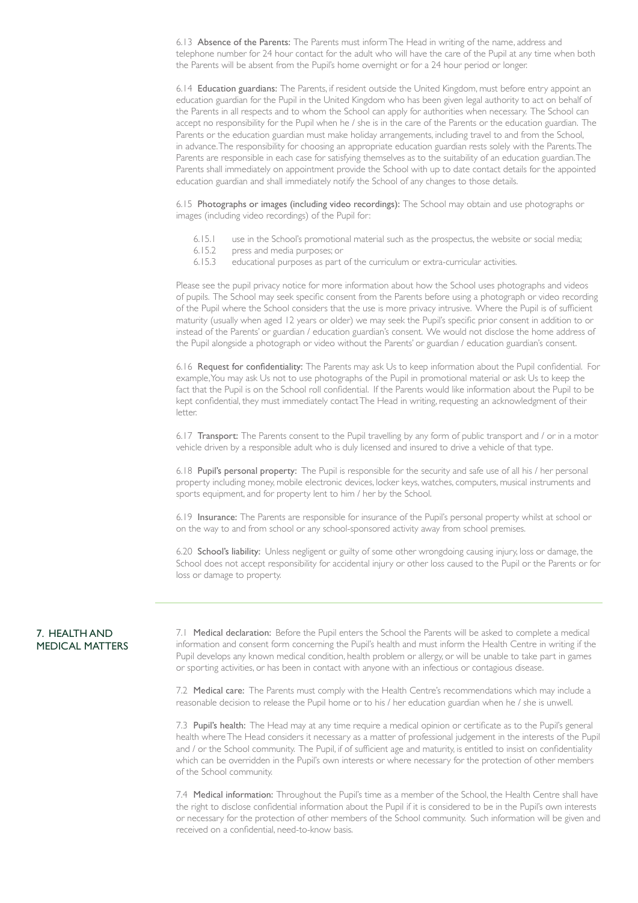6.13 **Absence of the Parents:** The Parents must inform The Head in writing of the name, address and telephone number for 24 hour contact for the adult who will have the care of the Pupil at any time when both the Parents will be absent from the Pupil's home overnight or for a 24 hour period or longer.

6.14 **Education guardians:** The Parents, if resident outside the United Kingdom, must before entry appoint an education guardian for the Pupil in the United Kingdom who has been given legal authority to act on behalf of the Parents in all respects and to whom the School can apply for authorities when necessary. The School can accept no responsibility for the Pupil when he / she is in the care of the Parents or the education guardian. The Parents or the education guardian must make holiday arrangements, including travel to and from the School, in advance. The responsibility for choosing an appropriate education guardian rests solely with the Parents. The Parents are responsible in each case for satisfying themselves as to the suitability of an education guardian. The Parents shall immediately on appointment provide the School with up to date contact details for the appointed education guardian and shall immediately notify the School of any changes to those details.

6.15 **Photographs or images (including video recordings):** The School may obtain and use photographs or images (including video recordings) of the Pupil for:

- 6.15.1 use in the School's promotional material such as the prospectus, the website or social media;
- 6.15.2 press and media purposes; or
- 6.15.3 educational purposes as part of the curriculum or extra-curricular activities.

Please see the pupil privacy notice for more information about how the School uses photographs and videos of pupils. The School may seek specific consent from the Parents before using a photograph or video recording of the Pupil where the School considers that the use is more privacy intrusive. Where the Pupil is of sufficient maturity (usually when aged 12 years or older) we may seek the Pupil's specific prior consent in addition to or instead of the Parents' or guardian / education guardian's consent. We would not disclose the home address of the Pupil alongside a photograph or video without the Parents' or guardian / education guardian's consent.

6.16 **Request for confidentiality:** The Parents may ask Us to keep information about the Pupil confidential. For example, You may ask Us not to use photographs of the Pupil in promotional material or ask Us to keep the fact that the Pupil is on the School roll confidential. If the Parents would like information about the Pupil to be kept confidential, they must immediately contact The Head in writing, requesting an acknowledgment of their letter.

6.17 **Transport:** The Parents consent to the Pupil travelling by any form of public transport and / or in a motor vehicle driven by a responsible adult who is duly licensed and insured to drive a vehicle of that type.

6.18 **Pupil's personal property:** The Pupil is responsible for the security and safe use of all his / her personal property including money, mobile electronic devices, locker keys, watches, computers, musical instruments and sports equipment, and for property lent to him / her by the School.

6.19 **Insurance:** The Parents are responsible for insurance of the Pupil's personal property whilst at school or on the way to and from school or any school-sponsored activity away from school premises.

6.20 **School's liability:** Unless negligent or guilty of some other wrongdoing causing injury, loss or damage, the School does not accept responsibility for accidental injury or other loss caused to the Pupil or the Parents or for loss or damage to property.

## 7. HEALTH AND MEDICAL MATTERS

7.1 **Medical declaration:** Before the Pupil enters the School the Parents will be asked to complete a medical information and consent form concerning the Pupil's health and must inform the Health Centre in writing if the Pupil develops any known medical condition, health problem or allergy, or will be unable to take part in games or sporting activities, or has been in contact with anyone with an infectious or contagious disease.

7.2 **Medical care:** The Parents must comply with the Health Centre's recommendations which may include a reasonable decision to release the Pupil home or to his / her education guardian when he / she is unwell.

7.3 **Pupil's health:** The Head may at any time require a medical opinion or certificate as to the Pupil's general health where The Head considers it necessary as a matter of professional judgement in the interests of the Pupil and / or the School community. The Pupil, if of sufficient age and maturity, is entitled to insist on confidentiality which can be overridden in the Pupil's own interests or where necessary for the protection of other members of the School community.

7.4 **Medical information:** Throughout the Pupil's time as a member of the School, the Health Centre shall have the right to disclose confidential information about the Pupil if it is considered to be in the Pupil's own interests or necessary for the protection of other members of the School community. Such information will be given and received on a confidential, need-to-know basis.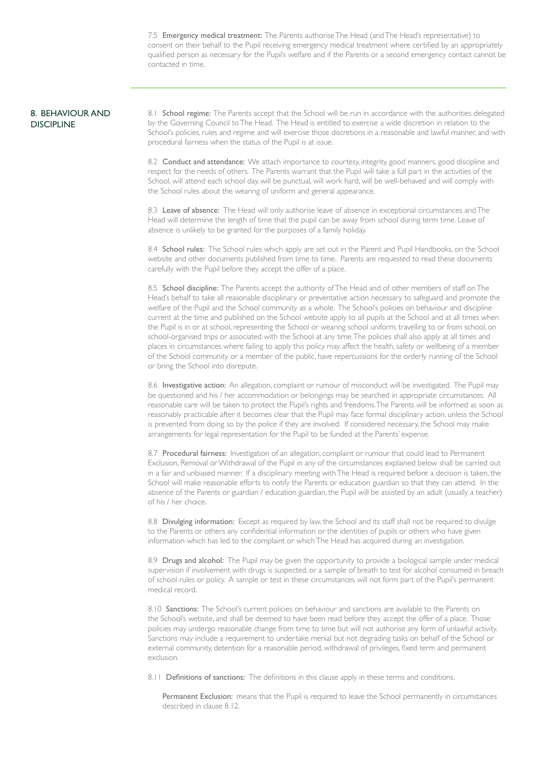7.5 **Emergency medical treatment:** The Parents authorise The Head (and The Head's representative) to consent on their behalf to the Pupil receiving emergency medical treatment where certified by an appropriately qualified person as necessary for the Pupil's welfare and if the Parents or a second emergency contact cannot be contacted in time.

## 8. BEHAVIOUR AND DISCIPLINE

8.1 **School regime:** The Parents accept that the School will be run in accordance with the authorities delegated by the Governing Council to The Head. The Head is entitled to exercise a wide discretion in relation to the School's policies, rules and regime and will exercise those discretions in a reasonable and lawful manner, and with procedural fairness when the status of the Pupil is at issue.

8.2 **Conduct and attendance:** We attach importance to courtesy, integrity, good manners, good discipline and respect for the needs of others. The Parents warrant that the Pupil will take a full part in the activities of the School, will attend each school day, will be punctual, will work hard, will be well-behaved and will comply with the School rules about the wearing of uniform and general appearance.

8.3 **Leave of absence:** The Head will only authorise leave of absence in exceptional circumstances and The Head will determine the length of time that the pupil can be away from school during term time. Leave of absence is unlikely to be granted for the purposes of a family holiday.

8.4 **School rules:** The School rules which apply are set out in the Parent and Pupil Handbooks, on the School website and other documents published from time to time. Parents are requested to read these documents carefully with the Pupil before they accept the offer of a place.

8.5 **School discipline:** The Parents accept the authority of The Head and of other members of staff on The Head's behalf to take all reasonable disciplinary or preventative action necessary to safeguard and promote the welfare of the Pupil and the School community as a whole. The School's policies on behaviour and discipline current at the time and published on the School website apply to all pupils at the School and at all times when the Pupil is in or at school, representing the School or wearing school uniform, travelling to or from school, on school-organised trips or associated with the School at any time. The policies shall also apply at all times and places in circumstances where failing to apply this policy may affect the health, safety or wellbeing of a member of the School community or a member of the public, have repercussions for the orderly running of the School or bring the School into disrepute.

8.6 **Investigative action:** An allegation, complaint or rumour of misconduct will be investigated. The Pupil may be questioned and his / her accommodation or belongings may be searched in appropriate circumstances. All reasonable care will be taken to protect the Pupil's rights and freedoms. The Parents will be informed as soon as reasonably practicable after it becomes clear that the Pupil may face formal disciplinary action, unless the School is prevented from doing so by the police if they are involved. If considered necessary, the School may make arrangements for legal representation for the Pupil to be funded at the Parents' expense.

8.7 **Procedural fairness:** Investigation of an allegation, complaint or rumour that could lead to Permanent Exclusion, Removal or Withdrawal of the Pupil in any of the circumstances explained below shall be carried out in a fair and unbiased manner. If a disciplinary meeting with The Head is required before a decision is taken, the School will make reasonable efforts to notify the Parents or education guardian so that they can attend. In the absence of the Parents or guardian / education guardian, the Pupil will be assisted by an adult (usually a teacher) of his / her choice.

8.8 **Divulging information:** Except as required by law, the School and its staff shall not be required to divulge to the Parents or others any confidential information or the identities of pupils or others who have given information which has led to the complaint or which The Head has acquired during an investigation.

8.9 **Drugs and alcohol:** The Pupil may be given the opportunity to provide a biological sample under medical supervision if involvement with drugs is suspected, or a sample of breath to test for alcohol consumed in breach of school rules or policy. A sample or test in these circumstances will not form part of the Pupil's permanent medical record.

8.10 **Sanctions:** The School's current policies on behaviour and sanctions are available to the Parents on the School's website, and shall be deemed to have been read before they accept the offer of a place. Those policies may undergo reasonable change from time to time but will not authorise any form of unlawful activity. Sanctions may include a requirement to undertake menial but not degrading tasks on behalf of the School or external community, detention for a reasonable period, withdrawal of privileges, fixed term and permanent exclusion.

8.11 **Definitions of sanctions:** The definitions in this clause apply in these terms and conditions.

**Permanent Exclusion:** means that the Pupil is required to leave the School permanently in circumstances described in clause 8.12.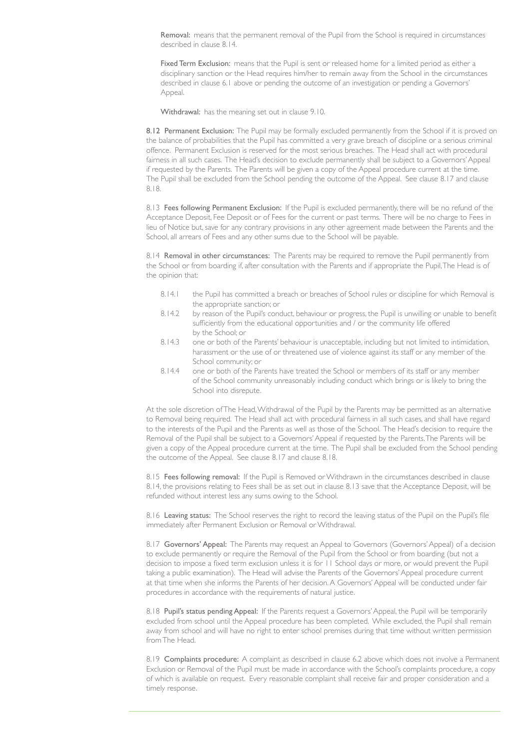**Removal:** means that the permanent removal of the Pupil from the School is required in circumstances described in clause 8.14.

**Fixed Term Exclusion:** means that the Pupil is sent or released home for a limited period as either a disciplinary sanction or the Head requires him/her to remain away from the School in the circumstances described in clause 6.1 above or pending the outcome of an investigation or pending a Governors' Appeal.

**Withdrawal:** has the meaning set out in clause 9.10.

**8.12 Permanent Exclusion:** The Pupil may be formally excluded permanently from the School if it is proved on the balance of probabilities that the Pupil has committed a very grave breach of discipline or a serious criminal offence. Permanent Exclusion is reserved for the most serious breaches. The Head shall act with procedural fairness in all such cases. The Head's decision to exclude permanently shall be subject to a Governors' Appeal if requested by the Parents. The Parents will be given a copy of the Appeal procedure current at the time. The Pupil shall be excluded from the School pending the outcome of the Appeal. See clause 8.17 and clause 8.18.

8.13 **Fees following Permanent Exclusion:** If the Pupil is excluded permanently, there will be no refund of the Acceptance Deposit, Fee Deposit or of Fees for the current or past terms. There will be no charge to Fees in lieu of Notice but, save for any contrary provisions in any other agreement made between the Parents and the School, all arrears of Fees and any other sums due to the School will be payable.

8.14 **Removal in other circumstances:** The Parents may be required to remove the Pupil permanently from the School or from boarding if, after consultation with the Parents and if appropriate the Pupil, The Head is of the opinion that:

- 8.14.1 the Pupil has committed a breach or breaches of School rules or discipline for which Removal is the appropriate sanction; or
- 8.14.2 by reason of the Pupil's conduct, behaviour or progress, the Pupil is unwilling or unable to benefit sufficiently from the educational opportunities and / or the community life offered by the School; or
- 8.14.3 one or both of the Parents' behaviour is unacceptable, including but not limited to intimidation, harassment or the use of or threatened use of violence against its staff or any member of the School community; or
- 8.14.4 one or both of the Parents have treated the School or members of its staff or any member of the School community unreasonably including conduct which brings or is likely to bring the School into disrepute.

At the sole discretion of The Head, Withdrawal of the Pupil by the Parents may be permitted as an alternative to Removal being required. The Head shall act with procedural fairness in all such cases, and shall have regard to the interests of the Pupil and the Parents as well as those of the School. The Head's decision to require the Removal of the Pupil shall be subject to a Governors' Appeal if requested by the Parents. The Parents will be given a copy of the Appeal procedure current at the time. The Pupil shall be excluded from the School pending the outcome of the Appeal. See clause 8.17 and clause 8.18.

8.15 **Fees following removal:** If the Pupil is Removed or Withdrawn in the circumstances described in clause 8.14, the provisions relating to Fees shall be as set out in clause 8.13 save that the Acceptance Deposit, will be refunded without interest less any sums owing to the School.

8.16 **Leaving status:** The School reserves the right to record the leaving status of the Pupil on the Pupil's file immediately after Permanent Exclusion or Removal or Withdrawal.

8.17 **Governors' Appeal:** The Parents may request an Appeal to Governors (Governors' Appeal) of a decision to exclude permanently or require the Removal of the Pupil from the School or from boarding (but not a decision to impose a fixed term exclusion unless it is for 11 School days or more, or would prevent the Pupil taking a public examination). The Head will advise the Parents of the Governors' Appeal procedure current at that time when she informs the Parents of her decision. A Governors' Appeal will be conducted under fair procedures in accordance with the requirements of natural justice.

8.18 **Pupil's status pending Appeal:** If the Parents request a Governors' Appeal, the Pupil will be temporarily excluded from school until the Appeal procedure has been completed. While excluded, the Pupil shall remain away from school and will have no right to enter school premises during that time without written permission from The Head.

8.19 **Complaints procedure:** A complaint as described in clause 6.2 above which does not involve a Permanent Exclusion or Removal of the Pupil must be made in accordance with the School's complaints procedure, a copy of which is available on request. Every reasonable complaint shall receive fair and proper consideration and a timely response.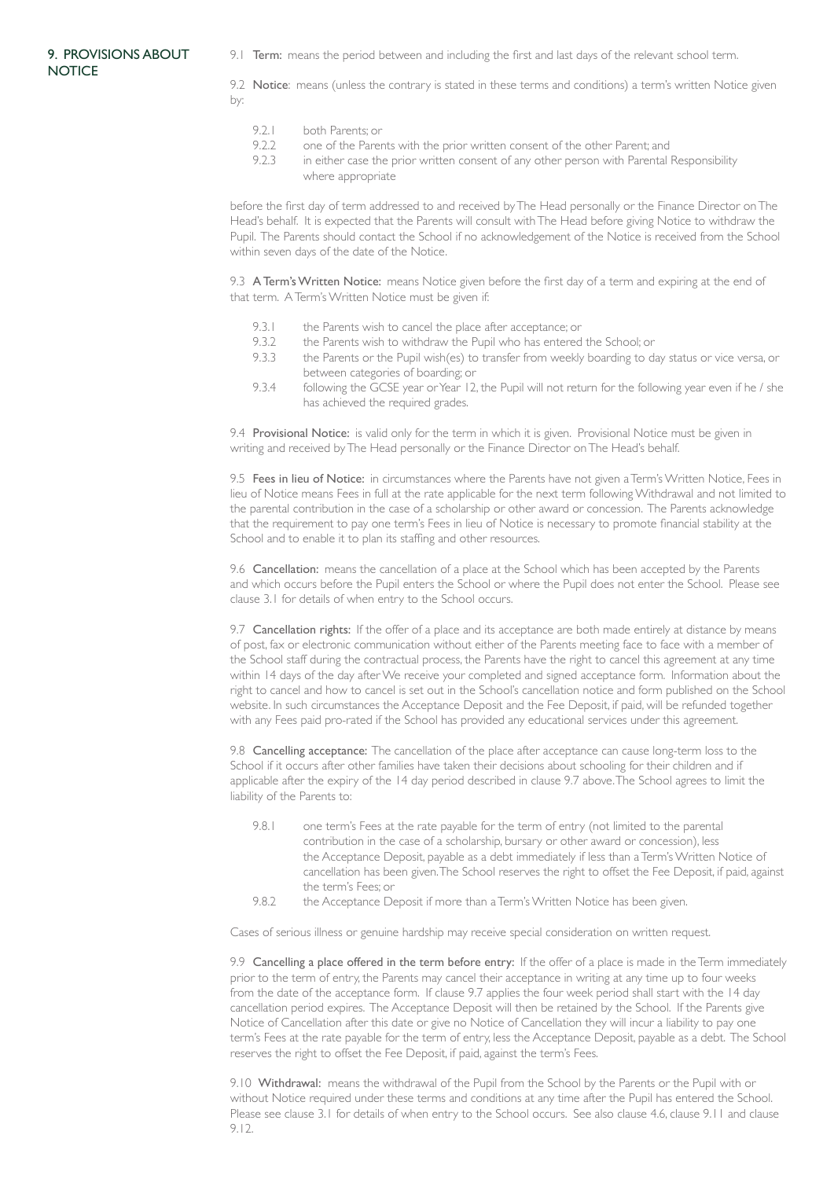## 9. PROVISIONS ABOUT NOTICE

9.1 **Term:** means the period between and including the first and last days of the relevant school term.

9.2 **Notice**: means (unless the contrary is stated in these terms and conditions) a term's written Notice given by:

- 9.2.1 both Parents; or
- 9.2.2 one of the Parents with the prior written consent of the other Parent; and
- 9.2.3 in either case the prior written consent of any other person with Parental Responsibility where appropriate

before the first day of term addressed to and received by The Head personally or the Finance Director on The Head's behalf. It is expected that the Parents will consult with The Head before giving Notice to withdraw the Pupil. The Parents should contact the School if no acknowledgement of the Notice is received from the School within seven days of the date of the Notice.

9.3 **A Term's Written Notice:** means Notice given before the first day of a term and expiring at the end of that term. A Term's Written Notice must be given if:

- 9.3.1 the Parents wish to cancel the place after acceptance; or
- 9.3.2 the Parents wish to withdraw the Pupil who has entered the School; or
- 9.3.3 the Parents or the Pupil wish(es) to transfer from weekly boarding to day status or vice versa, or between categories of boarding; or
- 9.3.4 following the GCSE year or Year 12, the Pupil will not return for the following year even if he / she has achieved the required grades.

9.4 **Provisional Notice:** is valid only for the term in which it is given. Provisional Notice must be given in writing and received by The Head personally or the Finance Director on The Head's behalf.

9.5 **Fees in lieu of Notice:** in circumstances where the Parents have not given a Term's Written Notice, Fees in lieu of Notice means Fees in full at the rate applicable for the next term following Withdrawal and not limited to the parental contribution in the case of a scholarship or other award or concession. The Parents acknowledge that the requirement to pay one term's Fees in lieu of Notice is necessary to promote financial stability at the School and to enable it to plan its staffing and other resources.

9.6 **Cancellation:** means the cancellation of a place at the School which has been accepted by the Parents and which occurs before the Pupil enters the School or where the Pupil does not enter the School. Please see clause 3.1 for details of when entry to the School occurs.

9.7 **Cancellation rights:** If the offer of a place and its acceptance are both made entirely at distance by means of post, fax or electronic communication without either of the Parents meeting face to face with a member of the School staff during the contractual process, the Parents have the right to cancel this agreement at any time within 14 days of the day after We receive your completed and signed acceptance form. Information about the right to cancel and how to cancel is set out in the School's cancellation notice and form published on the School website. In such circumstances the Acceptance Deposit and the Fee Deposit, if paid, will be refunded together with any Fees paid pro-rated if the School has provided any educational services under this agreement.

9.8 **Cancelling acceptance:** The cancellation of the place after acceptance can cause long-term loss to the School if it occurs after other families have taken their decisions about schooling for their children and if applicable after the expiry of the 14 day period described in clause 9.7 above. The School agrees to limit the liability of the Parents to:

- 9.8.1 one term's Fees at the rate payable for the term of entry (not limited to the parental contribution in the case of a scholarship, bursary or other award or concession), less the Acceptance Deposit, payable as a debt immediately if less than a Term's Written Notice of cancellation has been given. The School reserves the right to offset the Fee Deposit, if paid, against the term's Fees; or
- 9.8.2 the Acceptance Deposit if more than a Term's Written Notice has been given.

Cases of serious illness or genuine hardship may receive special consideration on written request.

9.9 **Cancelling a place offered in the term before entry:** If the offer of a place is made in the Term immediately prior to the term of entry, the Parents may cancel their acceptance in writing at any time up to four weeks from the date of the acceptance form. If clause 9.7 applies the four week period shall start with the 14 day cancellation period expires. The Acceptance Deposit will then be retained by the School. If the Parents give Notice of Cancellation after this date or give no Notice of Cancellation they will incur a liability to pay one term's Fees at the rate payable for the term of entry, less the Acceptance Deposit, payable as a debt. The School reserves the right to offset the Fee Deposit, if paid, against the term's Fees.

9.10 **Withdrawal:** means the withdrawal of the Pupil from the School by the Parents or the Pupil with or without Notice required under these terms and conditions at any time after the Pupil has entered the School. Please see clause 3.1 for details of when entry to the School occurs. See also clause 4.6, clause 9.11 and clause 9.12.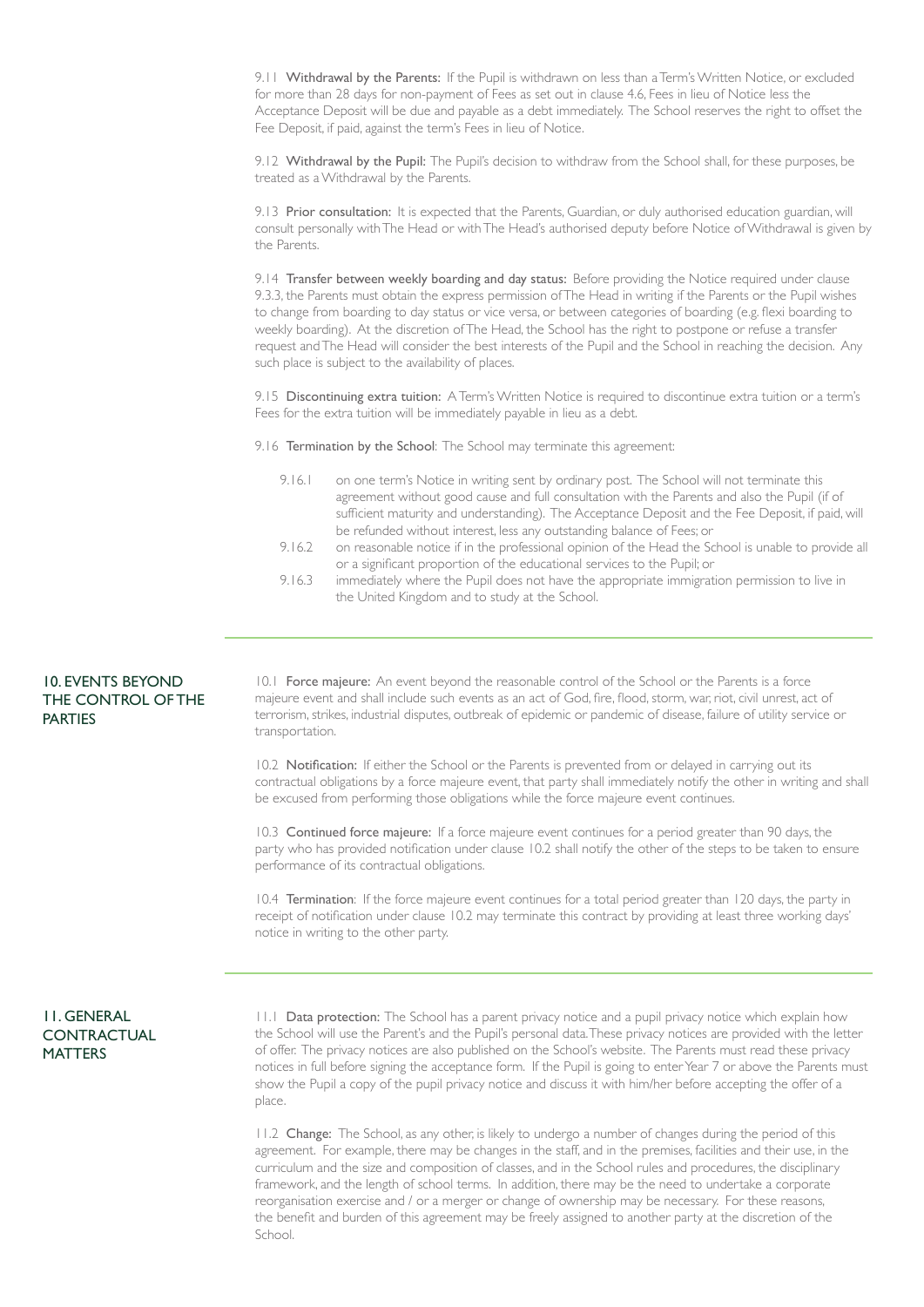9.11 **Withdrawal by the Parents:** If the Pupil is withdrawn on less than a Term's Written Notice, or excluded for more than 28 days for non-payment of Fees as set out in clause 4.6, Fees in lieu of Notice less the Acceptance Deposit will be due and payable as a debt immediately. The School reserves the right to offset the Fee Deposit, if paid, against the term's Fees in lieu of Notice.

9.12 **Withdrawal by the Pupil:** The Pupil's decision to withdraw from the School shall, for these purposes, be treated as a Withdrawal by the Parents.

9.13 **Prior consultation:** It is expected that the Parents, Guardian, or duly authorised education guardian, will consult personally with The Head or with The Head's authorised deputy before Notice of Withdrawal is given by the Parents.

9.14 **Transfer between weekly boarding and day status:** Before providing the Notice required under clause 9.3.3, the Parents must obtain the express permission of The Head in writing if the Parents or the Pupil wishes to change from boarding to day status or vice versa, or between categories of boarding (e.g. flexi boarding to weekly boarding). At the discretion of The Head, the School has the right to postpone or refuse a transfer request and The Head will consider the best interests of the Pupil and the School in reaching the decision. Any such place is subject to the availability of places.

9.15 **Discontinuing extra tuition:** A Term's Written Notice is required to discontinue extra tuition or a term's Fees for the extra tuition will be immediately payable in lieu as a debt.

9.16 **Termination by the School**: The School may terminate this agreement:

- 9.16.1 on one term's Notice in writing sent by ordinary post. The School will not terminate this agreement without good cause and full consultation with the Parents and also the Pupil (if of sufficient maturity and understanding). The Acceptance Deposit and the Fee Deposit, if paid, will be refunded without interest, less any outstanding balance of Fees; or
- 9.16.2 on reasonable notice if in the professional opinion of the Head the School is unable to provide all or a significant proportion of the educational services to the Pupil; or
- 9.16.3 immediately where the Pupil does not have the appropriate immigration permission to live in the United Kingdom and to study at the School.

## 10. EVENTS BEYOND THE CONTROL OF THE PARTIES

10.1 **Force majeure:** An event beyond the reasonable control of the School or the Parents is a force majeure event and shall include such events as an act of God, fire, flood, storm, war, riot, civil unrest, act of terrorism, strikes, industrial disputes, outbreak of epidemic or pandemic of disease, failure of utility service or transportation.

10.2 **Notification:** If either the School or the Parents is prevented from or delayed in carrying out its contractual obligations by a force majeure event, that party shall immediately notify the other in writing and shall be excused from performing those obligations while the force majeure event continues.

10.3 **Continued force majeure:** If a force majeure event continues for a period greater than 90 days, the party who has provided notification under clause 10.2 shall notify the other of the steps to be taken to ensure performance of its contractual obligations.

10.4 **Termination**: If the force majeure event continues for a total period greater than 120 days, the party in receipt of notification under clause 10.2 may terminate this contract by providing at least three working days' notice in writing to the other party.

## 11. GENERAL CONTRACTUAL MATTERS

11.1 **Data protection:** The School has a parent privacy notice and a pupil privacy notice which explain how the School will use the Parent's and the Pupil's personal data. These privacy notices are provided with the letter of offer. The privacy notices are also published on the School's website. The Parents must read these privacy notices in full before signing the acceptance form. If the Pupil is going to enter Year 7 or above the Parents must show the Pupil a copy of the pupil privacy notice and discuss it with him/her before accepting the offer of a place.

11.2 **Change:** The School, as any other, is likely to undergo a number of changes during the period of this agreement. For example, there may be changes in the staff, and in the premises, facilities and their use, in the curriculum and the size and composition of classes, and in the School rules and procedures, the disciplinary framework, and the length of school terms. In addition, there may be the need to undertake a corporate reorganisation exercise and / or a merger or change of ownership may be necessary. For these reasons, the benefit and burden of this agreement may be freely assigned to another party at the discretion of the School.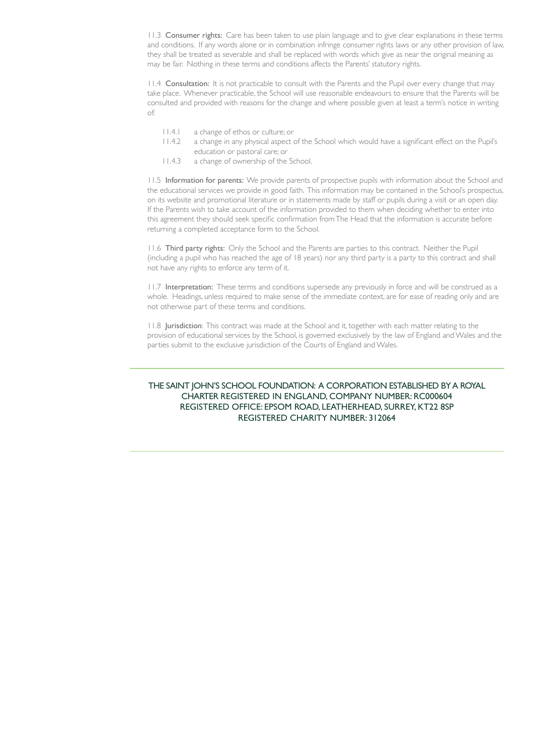11.3 **Consumer rights:** Care has been taken to use plain language and to give clear explanations in these terms and conditions. If any words alone or in combination infringe consumer rights laws or any other provision of law, they shall be treated as severable and shall be replaced with words which give as near the original meaning as may be fair. Nothing in these terms and conditions affects the Parents' statutory rights.

11.4 **Consultation:** It is not practicable to consult with the Parents and the Pupil over every change that may take place. Whenever practicable, the School will use reasonable endeavours to ensure that the Parents will be consulted and provided with reasons for the change and where possible given at least a term's notice in writing of:

- 11.4.1 a change of ethos or culture; or
- 11.4.2 a change in any physical aspect of the School which would have a significant effect on the Pupil's education or pastoral care; or
- 11.4.3 a change of ownership of the School.

11.5 **Information for parents:** We provide parents of prospective pupils with information about the School and the educational services we provide in good faith. This information may be contained in the School's prospectus, on its website and promotional literature or in statements made by staff or pupils during a visit or an open day. If the Parents wish to take account of the information provided to them when deciding whether to enter into this agreement they should seek specific confirmation from The Head that the information is accurate before returning a completed acceptance form to the School.

11.6 **Third party rights:** Only the School and the Parents are parties to this contract. Neither the Pupil (including a pupil who has reached the age of 18 years) nor any third party is a party to this contract and shall not have any rights to enforce any term of it.

11.7 **Interpretation:** These terms and conditions supersede any previously in force and will be construed as a whole. Headings, unless required to make sense of the immediate context, are for ease of reading only and are not otherwise part of these terms and conditions.

11.8 **Jurisdiction**: This contract was made at the School and it, together with each matter relating to the provision of educational services by the School, is governed exclusively by the law of England and Wales and the parties submit to the exclusive jurisdiction of the Courts of England and Wales.

---

THE SAINT JOHN'S SCHOOL FOUNDATION: A CORPORATION ESTABLISHED BY A ROYAL CHARTER REGISTERED IN ENGLAND, COMPANY NUMBER: RC000604
REGISTERED OFFICE: EPSOM ROAD, LEATHERHEAD, SURREY, KT22 8SP
REGISTERED CHARITY NUMBER: 312064

---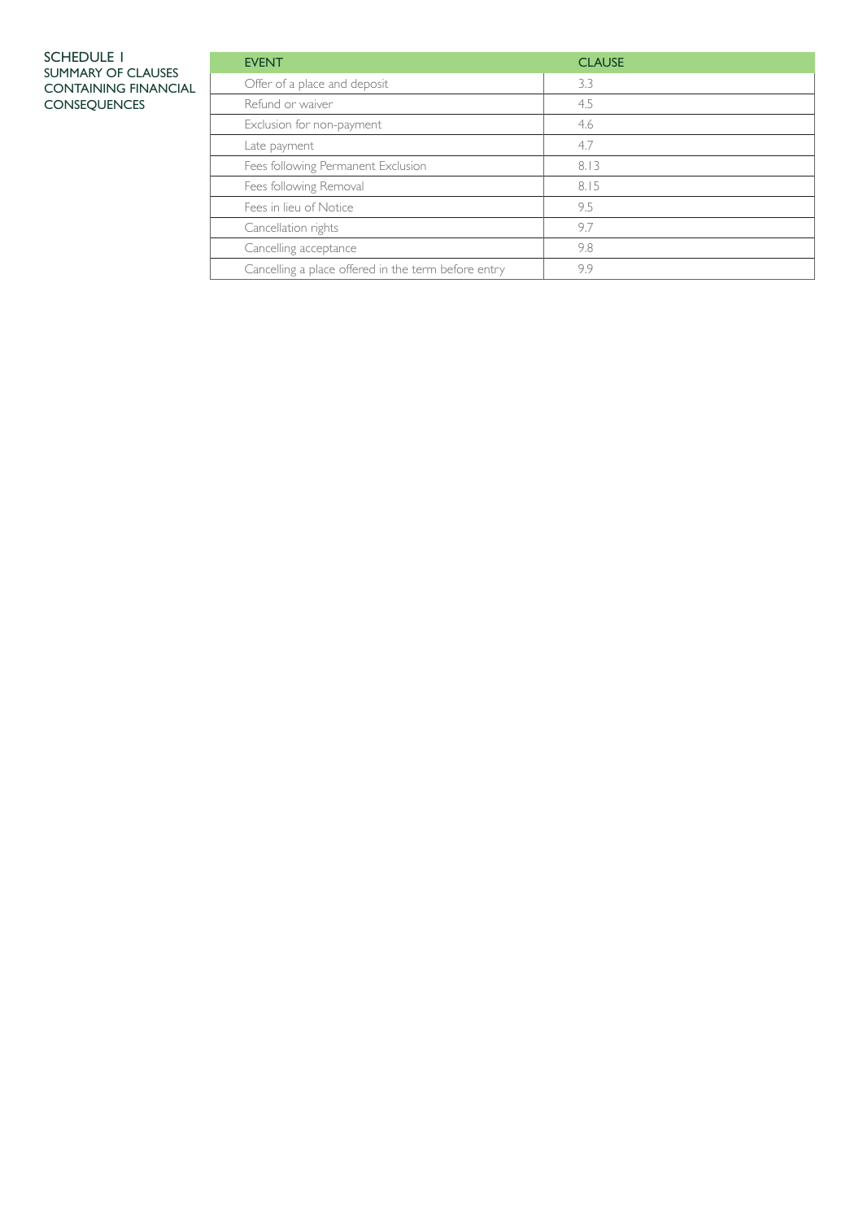## SCHEDULE 1
### SUMMARY OF CLAUSES CONTAINING FINANCIAL CONSEQUENCES

| EVENT | CLAUSE |
|---|---|
| Offer of a place and deposit | 3.3 |
| Refund or waiver | 4.5 |
| Exclusion for non-payment | 4.6 |
| Late payment | 4.7 |
| Fees following Permanent Exclusion | 8.13 |
| Fees following Removal | 8.15 |
| Fees in lieu of Notice | 9.5 |
| Cancellation rights | 9.7 |
| Cancelling acceptance | 9.8 |
| Cancelling a place offered in the term before entry | 9.9 |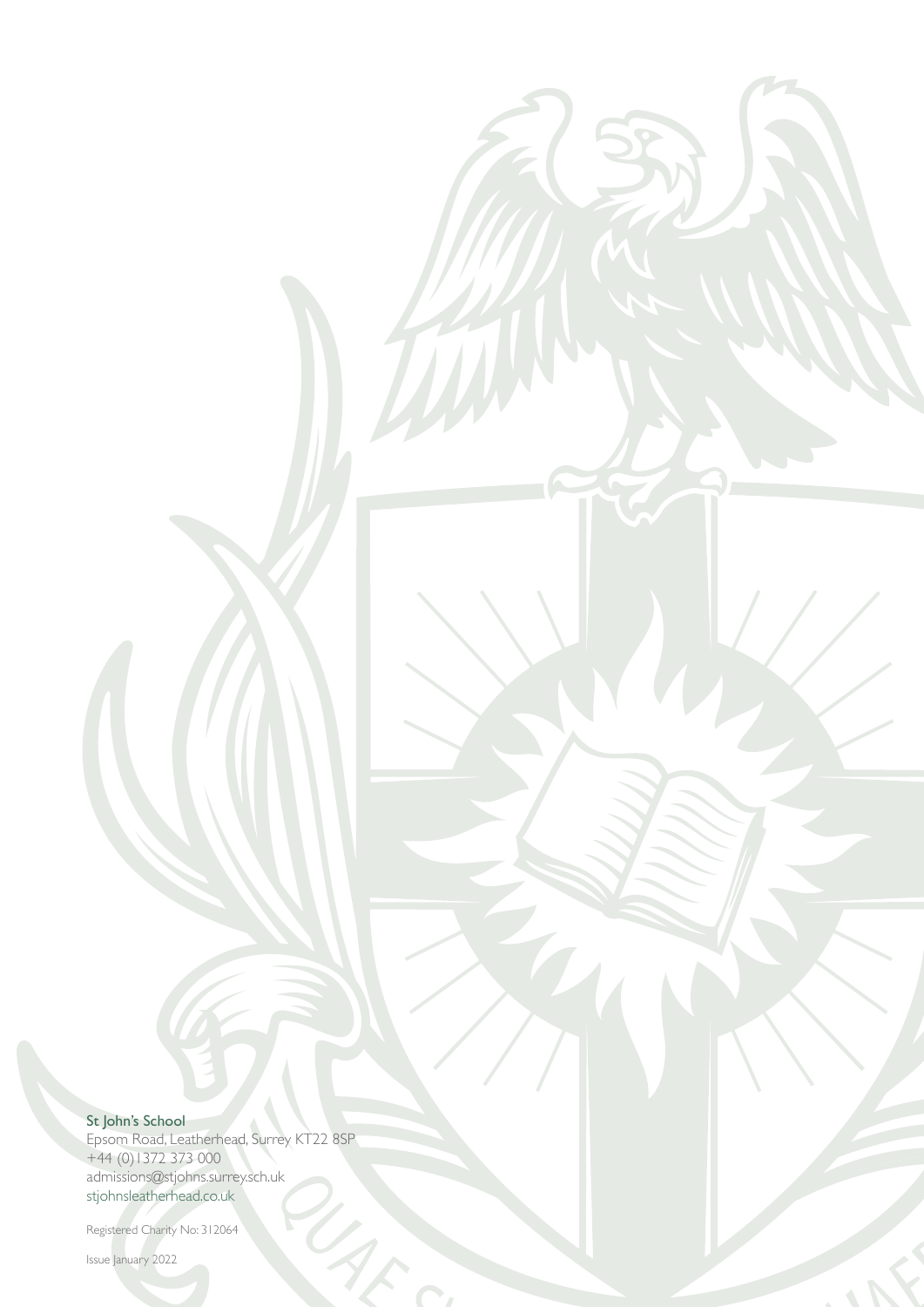**St John's School**
Epsom Road, Leatherhead, Surrey KT22 8SP
+44 (0)1372 373 000
admissions@stjohns.surrey.sch.uk
stjohnsleatherhead.co.uk

Registered Charity No: 312064

Issue January 2022